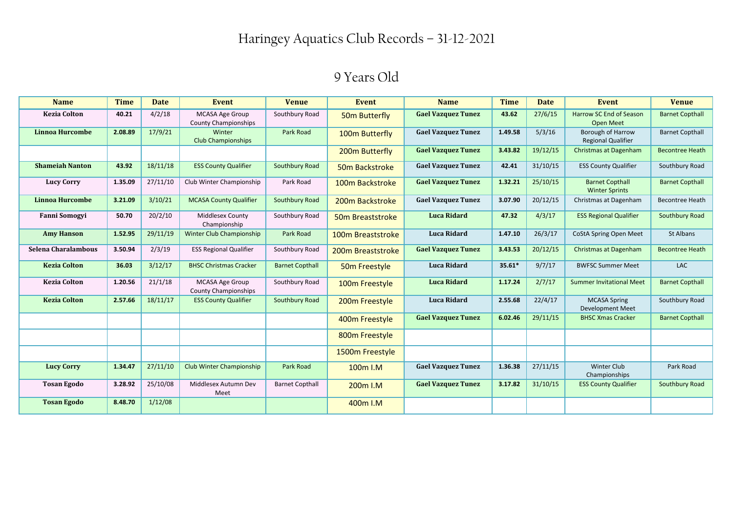# Haringey Aquatics Club Records – 31-12-2021

## 9 Years Old

| Name | Time | Date | Event | Venue | Event | Name | Time | Date | Event | Venue |
|---|---|---|---|---|---|---|---|---|---|---|
| **Kezia Colton** | **40.21** | 4/2/18 | MCASA Age Group County Championships | Southbury Road | 50m Butterfly | **Gael Vazquez Tunez** | **43.62** | 27/6/15 | Harrow SC End of Season Open Meet | Barnet Copthall |
| **Linnoa Hurcombe** | **2.08.89** | 17/9/21 | Winter Club Championships | Park Road | 100m Butterfly | **Gael Vazquez Tunez** | **1.49.58** | 5/3/16 | Borough of Harrow Regional Qualifier | Barnet Copthall |
| | | | | | 200m Butterfly | **Gael Vazquez Tunez** | **3.43.82** | 19/12/15 | Christmas at Dagenham | Becontree Heath |
| **Shameiah Nanton** | **43.92** | 18/11/18 | ESS County Qualifier | Southbury Road | 50m Backstroke | **Gael Vazquez Tunez** | **42.41** | 31/10/15 | ESS County Qualifier | Southbury Road |
| **Lucy Corry** | **1.35.09** | 27/11/10 | Club Winter Championship | Park Road | 100m Backstroke | **Gael Vazquez Tunez** | **1.32.21** | 25/10/15 | Barnet Copthall Winter Sprints | Barnet Copthall |
| **Linnoa Hurcombe** | **3.21.09** | 3/10/21 | MCASA County Qualifier | Southbury Road | 200m Backstroke | **Gael Vazquez Tunez** | **3.07.90** | 20/12/15 | Christmas at Dagenham | Becontree Heath |
| **Fanni Somogyi** | **50.70** | 20/2/10 | Middlesex County Championship | Southbury Road | 50m Breaststroke | **Luca Ridard** | **47.32** | 4/3/17 | ESS Regional Qualifier | Southbury Road |
| **Amy Hanson** | **1.52.95** | 29/11/19 | Winter Club Championship | Park Road | 100m Breaststroke | **Luca Ridard** | **1.47.10** | 26/3/17 | CoStA Spring Open Meet | St Albans |
| **Selena Charalambous** | **3.50.94** | 2/3/19 | ESS Regional Qualifier | Southbury Road | 200m Breaststroke | **Gael Vazquez Tunez** | **3.43.53** | 20/12/15 | Christmas at Dagenham | Becontree Heath |
| **Kezia Colton** | **36.03** | 3/12/17 | BHSC Christmas Cracker | Barnet Copthall | 50m Freestyle | **Luca Ridard** | **35.61*** | 9/7/17 | BWFSC Summer Meet | LAC |
| **Kezia Colton** | **1.20.56** | 21/1/18 | MCASA Age Group County Championships | Southbury Road | 100m Freestyle | **Luca Ridard** | **1.17.24** | 2/7/17 | Summer Invitational Meet | Barnet Copthall |
| **Kezia Colton** | **2.57.66** | 18/11/17 | ESS County Qualifier | Southbury Road | 200m Freestyle | **Luca Ridard** | **2.55.68** | 22/4/17 | MCASA Spring Development Meet | Southbury Road |
| | | | | | 400m Freestyle | **Gael Vazquez Tunez** | **6.02.46** | 29/11/15 | BHSC Xmas Cracker | Barnet Copthall |
| | | | | | 800m Freestyle | | | | | |
| | | | | | 1500m Freestyle | | | | | |
| **Lucy Corry** | **1.34.47** | 27/11/10 | Club Winter Championship | Park Road | 100m I.M | **Gael Vazquez Tunez** | **1.36.38** | 27/11/15 | Winter Club Championships | Park Road |
| **Tosan Egodo** | **3.28.92** | 25/10/08 | Middlesex Autumn Dev Meet | Barnet Copthall | 200m I.M | **Gael Vazquez Tunez** | **3.17.82** | 31/10/15 | ESS County Qualifier | Southbury Road |
| **Tosan Egodo** | **8.48.70** | 1/12/08 | | | 400m I.M | | | | | |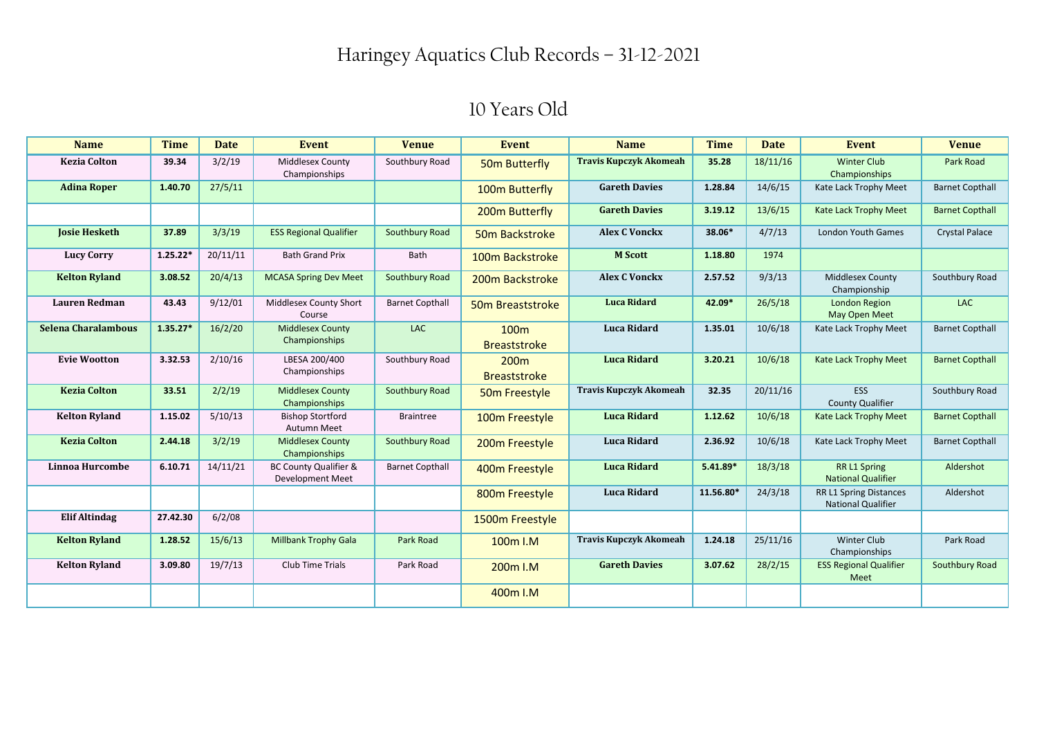# Haringey Aquatics Club Records – 31-12-2021

## 10 Years Old

| Name | Time | Date | Event | Venue | Event | Name | Time | Date | Event | Venue |
|---|---|---|---|---|---|---|---|---|---|---|
| **Kezia Colton** | **39.34** | 3/2/19 | Middlesex County Championships | Southbury Road | 50m Butterfly | **Travis Kupczyk Akomeah** | **35.28** | 18/11/16 | Winter Club Championships | Park Road |
| **Adina Roper** | **1.40.70** | 27/5/11 | | | 100m Butterfly | **Gareth Davies** | **1.28.84** | 14/6/15 | Kate Lack Trophy Meet | Barnet Copthall |
| | | | | | 200m Butterfly | **Gareth Davies** | **3.19.12** | 13/6/15 | Kate Lack Trophy Meet | Barnet Copthall |
| **Josie Hesketh** | **37.89** | 3/3/19 | ESS Regional Qualifier | Southbury Road | 50m Backstroke | **Alex C Vonckx** | **38.06*** | 4/7/13 | London Youth Games | Crystal Palace |
| **Lucy Corry** | **1.25.22*** | 20/11/11 | Bath Grand Prix | Bath | 100m Backstroke | **M Scott** | **1.18.80** | 1974 | | |
| **Kelton Ryland** | **3.08.52** | 20/4/13 | MCASA Spring Dev Meet | Southbury Road | 200m Backstroke | **Alex C Vonckx** | **2.57.52** | 9/3/13 | Middlesex County Championship | Southbury Road |
| **Lauren Redman** | **43.43** | 9/12/01 | Middlesex County Short Course | Barnet Copthall | 50m Breaststroke | **Luca Ridard** | **42.09*** | 26/5/18 | London Region May Open Meet | LAC |
| **Selena Charalambous** | **1.35.27*** | 16/2/20 | Middlesex County Championships | LAC | 100m Breaststroke | **Luca Ridard** | **1.35.01** | 10/6/18 | Kate Lack Trophy Meet | Barnet Copthall |
| **Evie Wootton** | **3.32.53** | 2/10/16 | LBESA 200/400 Championships | Southbury Road | 200m Breaststroke | **Luca Ridard** | **3.20.21** | 10/6/18 | Kate Lack Trophy Meet | Barnet Copthall |
| **Kezia Colton** | **33.51** | 2/2/19 | Middlesex County Championships | Southbury Road | 50m Freestyle | **Travis Kupczyk Akomeah** | **32.35** | 20/11/16 | ESS County Qualifier | Southbury Road |
| **Kelton Ryland** | **1.15.02** | 5/10/13 | Bishop Stortford Autumn Meet | Braintree | 100m Freestyle | **Luca Ridard** | **1.12.62** | 10/6/18 | Kate Lack Trophy Meet | Barnet Copthall |
| **Kezia Colton** | **2.44.18** | 3/2/19 | Middlesex County Championships | Southbury Road | 200m Freestyle | **Luca Ridard** | **2.36.92** | 10/6/18 | Kate Lack Trophy Meet | Barnet Copthall |
| **Linnoa Hurcombe** | **6.10.71** | 14/11/21 | BC County Qualifier & Development Meet | Barnet Copthall | 400m Freestyle | **Luca Ridard** | **5.41.89*** | 18/3/18 | RR L1 Spring National Qualifier | Aldershot |
| | | | | | 800m Freestyle | **Luca Ridard** | **11.56.80*** | 24/3/18 | RR L1 Spring Distances National Qualifier | Aldershot |
| **Elif Altindag** | **27.42.30** | 6/2/08 | | | 1500m Freestyle | | | | | |
| **Kelton Ryland** | **1.28.52** | 15/6/13 | Millbank Trophy Gala | Park Road | 100m I.M | **Travis Kupczyk Akomeah** | **1.24.18** | 25/11/16 | Winter Club Championships | Park Road |
| **Kelton Ryland** | **3.09.80** | 19/7/13 | Club Time Trials | Park Road | 200m I.M | **Gareth Davies** | **3.07.62** | 28/2/15 | ESS Regional Qualifier Meet | Southbury Road |
| | | | | | 400m I.M | | | | | |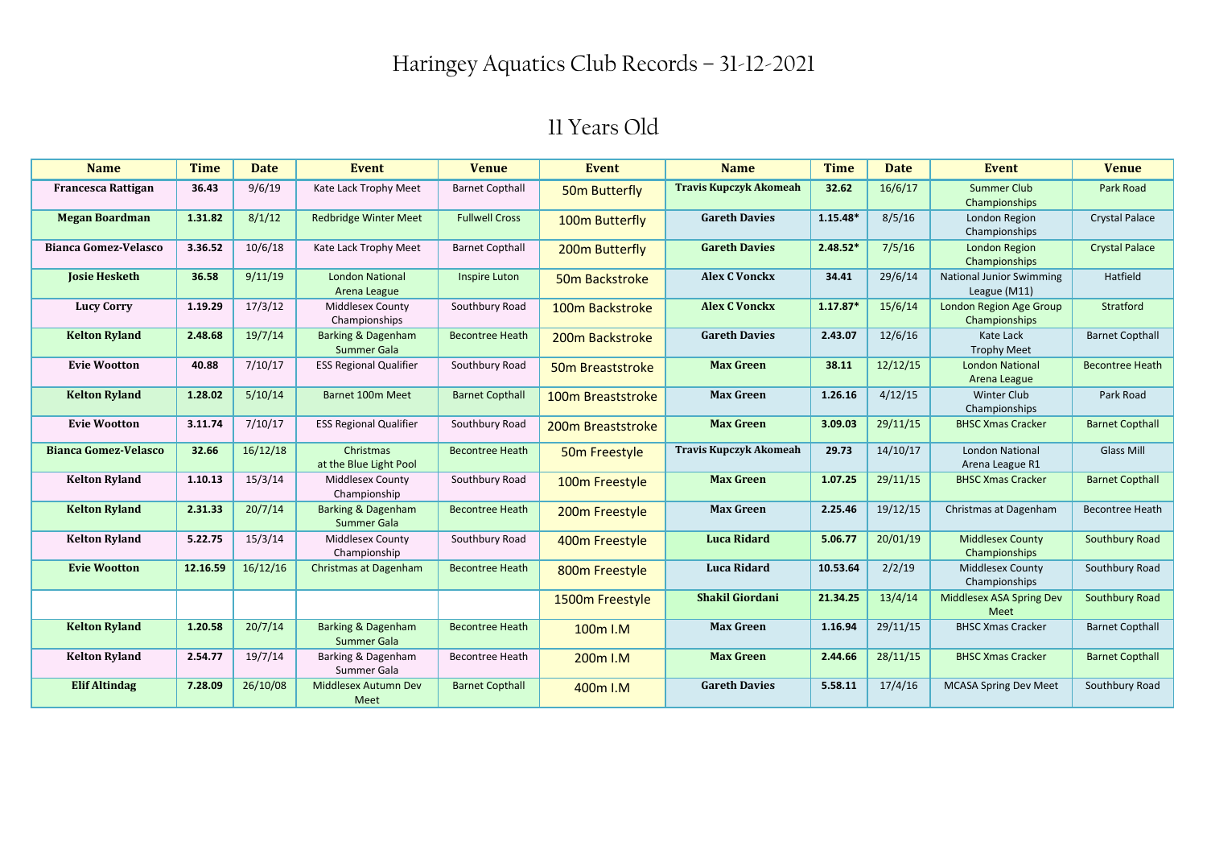# Haringey Aquatics Club Records – 31-12-2021

## 11 Years Old

| Name | Time | Date | Event | Venue | Event | Name | Time | Date | Event | Venue |
|---|---|---|---|---|---|---|---|---|---|---|
| **Francesca Rattigan** | **36.43** | 9/6/19 | Kate Lack Trophy Meet | Barnet Copthall | 50m Butterfly | **Travis Kupczyk Akomeah** | **32.62** | 16/6/17 | Summer Club Championships | Park Road |
| **Megan Boardman** | **1.31.82** | 8/1/12 | Redbridge Winter Meet | Fullwell Cross | 100m Butterfly | **Gareth Davies** | **1.15.48*** | 8/5/16 | London Region Championships | Crystal Palace |
| **Bianca Gomez-Velasco** | **3.36.52** | 10/6/18 | Kate Lack Trophy Meet | Barnet Copthall | 200m Butterfly | **Gareth Davies** | **2.48.52*** | 7/5/16 | London Region Championships | Crystal Palace |
| **Josie Hesketh** | **36.58** | 9/11/19 | London National Arena League | Inspire Luton | 50m Backstroke | **Alex C Vonckx** | **34.41** | 29/6/14 | National Junior Swimming League (M11) | Hatfield |
| **Lucy Corry** | **1.19.29** | 17/3/12 | Middlesex County Championships | Southbury Road | 100m Backstroke | **Alex C Vonckx** | **1.17.87*** | 15/6/14 | London Region Age Group Championships | Stratford |
| **Kelton Ryland** | **2.48.68** | 19/7/14 | Barking & Dagenham Summer Gala | Becontree Heath | 200m Backstroke | **Gareth Davies** | **2.43.07** | 12/6/16 | Kate Lack Trophy Meet | Barnet Copthall |
| **Evie Wootton** | **40.88** | 7/10/17 | ESS Regional Qualifier | Southbury Road | 50m Breaststroke | **Max Green** | **38.11** | 12/12/15 | London National Arena League | Becontree Heath |
| **Kelton Ryland** | **1.28.02** | 5/10/14 | Barnet 100m Meet | Barnet Copthall | 100m Breaststroke | **Max Green** | **1.26.16** | 4/12/15 | Winter Club Championships | Park Road |
| **Evie Wootton** | **3.11.74** | 7/10/17 | ESS Regional Qualifier | Southbury Road | 200m Breaststroke | **Max Green** | **3.09.03** | 29/11/15 | BHSC Xmas Cracker | Barnet Copthall |
| **Bianca Gomez-Velasco** | **32.66** | 16/12/18 | Christmas at the Blue Light Pool | Becontree Heath | 50m Freestyle | **Travis Kupczyk Akomeah** | **29.73** | 14/10/17 | London National Arena League R1 | Glass Mill |
| **Kelton Ryland** | **1.10.13** | 15/3/14 | Middlesex County Championship | Southbury Road | 100m Freestyle | **Max Green** | **1.07.25** | 29/11/15 | BHSC Xmas Cracker | Barnet Copthall |
| **Kelton Ryland** | **2.31.33** | 20/7/14 | Barking & Dagenham Summer Gala | Becontree Heath | 200m Freestyle | **Max Green** | **2.25.46** | 19/12/15 | Christmas at Dagenham | Becontree Heath |
| **Kelton Ryland** | **5.22.75** | 15/3/14 | Middlesex County Championship | Southbury Road | 400m Freestyle | **Luca Ridard** | **5.06.77** | 20/01/19 | Middlesex County Championships | Southbury Road |
| **Evie Wootton** | **12.16.59** | 16/12/16 | Christmas at Dagenham | Becontree Heath | 800m Freestyle | **Luca Ridard** | **10.53.64** | 2/2/19 | Middlesex County Championships | Southbury Road |
| | | | | | 1500m Freestyle | **Shakil Giordani** | **21.34.25** | 13/4/14 | Middlesex ASA Spring Dev Meet | Southbury Road |
| **Kelton Ryland** | **1.20.58** | 20/7/14 | Barking & Dagenham Summer Gala | Becontree Heath | 100m I.M | **Max Green** | **1.16.94** | 29/11/15 | BHSC Xmas Cracker | Barnet Copthall |
| **Kelton Ryland** | **2.54.77** | 19/7/14 | Barking & Dagenham Summer Gala | Becontree Heath | 200m I.M | **Max Green** | **2.44.66** | 28/11/15 | BHSC Xmas Cracker | Barnet Copthall |
| **Elif Altindag** | **7.28.09** | 26/10/08 | Middlesex Autumn Dev Meet | Barnet Copthall | 400m I.M | **Gareth Davies** | **5.58.11** | 17/4/16 | MCASA Spring Dev Meet | Southbury Road |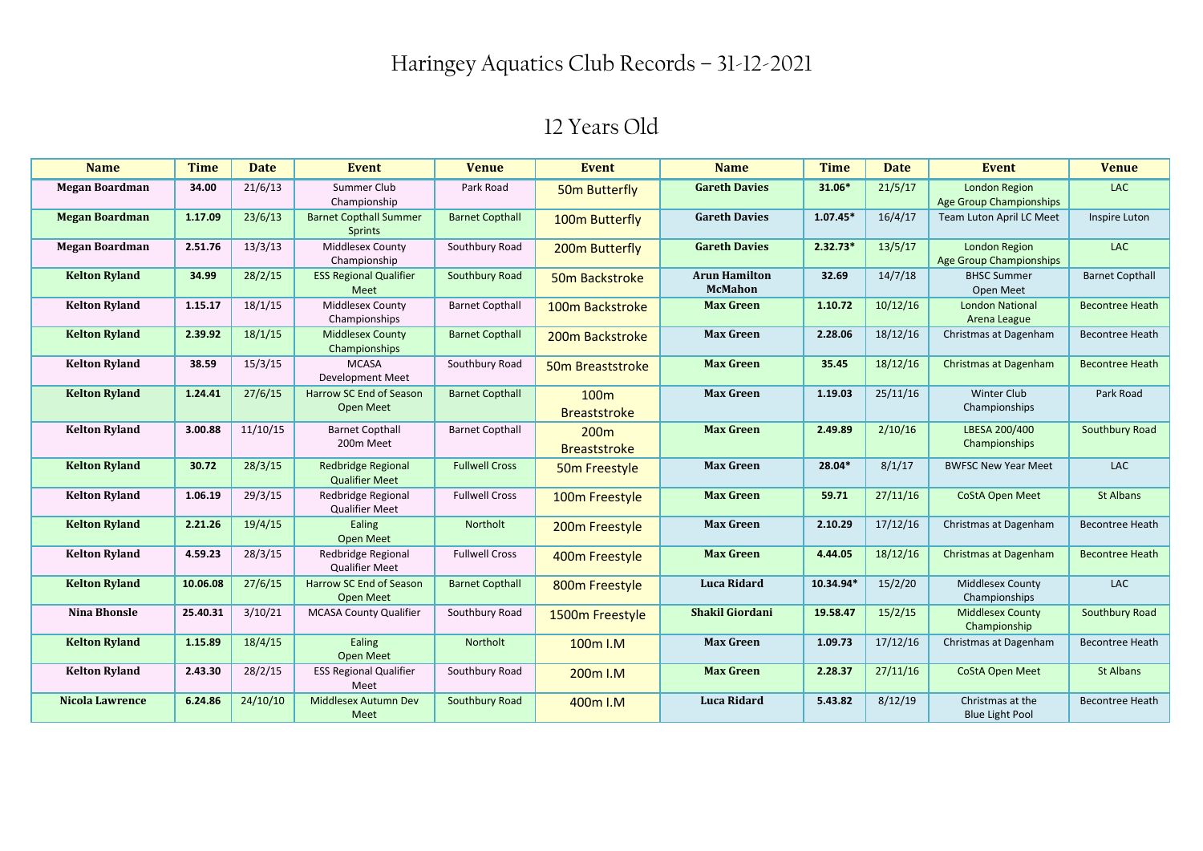# Haringey Aquatics Club Records – 31-12-2021

## 12 Years Old

| Name | Time | Date | Event | Venue | Event | Name | Time | Date | Event | Venue |
|---|---|---|---|---|---|---|---|---|---|---|
| **Megan Boardman** | **34.00** | 21/6/13 | Summer Club Championship | Park Road | 50m Butterfly | **Gareth Davies** | **31.06*** | 21/5/17 | London Region Age Group Championships | LAC |
| **Megan Boardman** | **1.17.09** | 23/6/13 | Barnet Copthall Summer Sprints | Barnet Copthall | 100m Butterfly | **Gareth Davies** | **1.07.45*** | 16/4/17 | Team Luton April LC Meet | Inspire Luton |
| **Megan Boardman** | **2.51.76** | 13/3/13 | Middlesex County Championship | Southbury Road | 200m Butterfly | **Gareth Davies** | **2.32.73*** | 13/5/17 | London Region Age Group Championships | LAC |
| **Kelton Ryland** | **34.99** | 28/2/15 | ESS Regional Qualifier Meet | Southbury Road | 50m Backstroke | **Arun Hamilton McMahon** | **32.69** | 14/7/18 | BHSC Summer Open Meet | Barnet Copthall |
| **Kelton Ryland** | **1.15.17** | 18/1/15 | Middlesex County Championships | Barnet Copthall | 100m Backstroke | **Max Green** | **1.10.72** | 10/12/16 | London National Arena League | Becontree Heath |
| **Kelton Ryland** | **2.39.92** | 18/1/15 | Middlesex County Championships | Barnet Copthall | 200m Backstroke | **Max Green** | **2.28.06** | 18/12/16 | Christmas at Dagenham | Becontree Heath |
| **Kelton Ryland** | **38.59** | 15/3/15 | MCASA Development Meet | Southbury Road | 50m Breaststroke | **Max Green** | **35.45** | 18/12/16 | Christmas at Dagenham | Becontree Heath |
| **Kelton Ryland** | **1.24.41** | 27/6/15 | Harrow SC End of Season Open Meet | Barnet Copthall | 100m Breaststroke | **Max Green** | **1.19.03** | 25/11/16 | Winter Club Championships | Park Road |
| **Kelton Ryland** | **3.00.88** | 11/10/15 | Barnet Copthall 200m Meet | Barnet Copthall | 200m Breaststroke | **Max Green** | **2.49.89** | 2/10/16 | LBESA 200/400 Championships | Southbury Road |
| **Kelton Ryland** | **30.72** | 28/3/15 | Redbridge Regional Qualifier Meet | Fullwell Cross | 50m Freestyle | **Max Green** | **28.04*** | 8/1/17 | BWFSC New Year Meet | LAC |
| **Kelton Ryland** | **1.06.19** | 29/3/15 | Redbridge Regional Qualifier Meet | Fullwell Cross | 100m Freestyle | **Max Green** | **59.71** | 27/11/16 | CoStA Open Meet | St Albans |
| **Kelton Ryland** | **2.21.26** | 19/4/15 | Ealing Open Meet | Northolt | 200m Freestyle | **Max Green** | **2.10.29** | 17/12/16 | Christmas at Dagenham | Becontree Heath |
| **Kelton Ryland** | **4.59.23** | 28/3/15 | Redbridge Regional Qualifier Meet | Fullwell Cross | 400m Freestyle | **Max Green** | **4.44.05** | 18/12/16 | Christmas at Dagenham | Becontree Heath |
| **Kelton Ryland** | **10.06.08** | 27/6/15 | Harrow SC End of Season Open Meet | Barnet Copthall | 800m Freestyle | **Luca Ridard** | **10.34.94*** | 15/2/20 | Middlesex County Championships | LAC |
| **Nina Bhonsle** | **25.40.31** | 3/10/21 | MCASA County Qualifier | Southbury Road | 1500m Freestyle | **Shakil Giordani** | **19.58.47** | 15/2/15 | Middlesex County Championship | Southbury Road |
| **Kelton Ryland** | **1.15.89** | 18/4/15 | Ealing Open Meet | Northolt | 100m I.M | **Max Green** | **1.09.73** | 17/12/16 | Christmas at Dagenham | Becontree Heath |
| **Kelton Ryland** | **2.43.30** | 28/2/15 | ESS Regional Qualifier Meet | Southbury Road | 200m I.M | **Max Green** | **2.28.37** | 27/11/16 | CoStA Open Meet | St Albans |
| **Nicola Lawrence** | **6.24.86** | 24/10/10 | Middlesex Autumn Dev Meet | Southbury Road | 400m I.M | **Luca Ridard** | **5.43.82** | 8/12/19 | Christmas at the Blue Light Pool | Becontree Heath |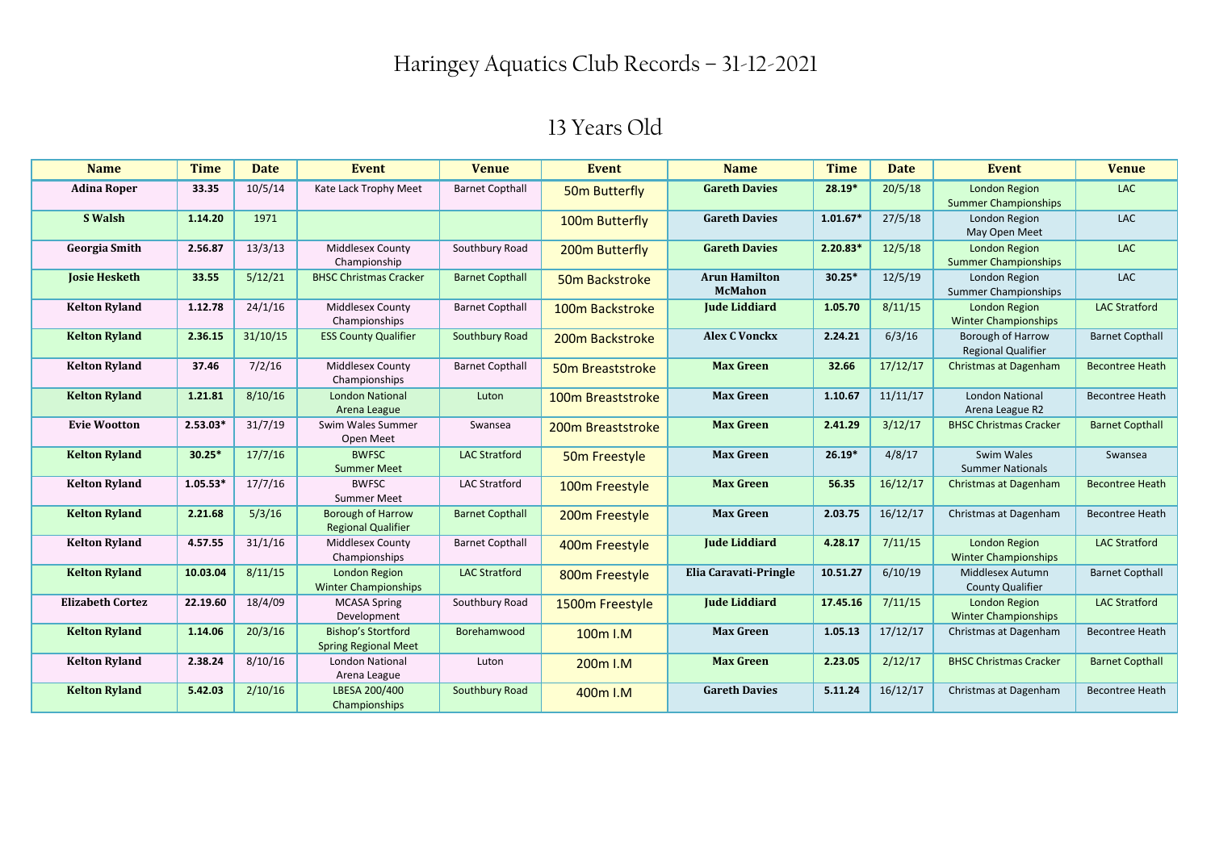# Haringey Aquatics Club Records – 31-12-2021

## 13 Years Old

| Name | Time | Date | Event | Venue | Event | Name | Time | Date | Event | Venue |
|---|---|---|---|---|---|---|---|---|---|---|
| **Adina Roper** | **33.35** | 10/5/14 | Kate Lack Trophy Meet | Barnet Copthall | 50m Butterfly | **Gareth Davies** | **28.19*** | 20/5/18 | London Region Summer Championships | LAC |
| **S Walsh** | **1.14.20** | 1971 | | | 100m Butterfly | **Gareth Davies** | **1.01.67*** | 27/5/18 | London Region May Open Meet | LAC |
| **Georgia Smith** | **2.56.87** | 13/3/13 | Middlesex County Championship | Southbury Road | 200m Butterfly | **Gareth Davies** | **2.20.83*** | 12/5/18 | London Region Summer Championships | LAC |
| **Josie Hesketh** | **33.55** | 5/12/21 | BHSC Christmas Cracker | Barnet Copthall | 50m Backstroke | **Arun Hamilton McMahon** | **30.25*** | 12/5/19 | London Region Summer Championships | LAC |
| **Kelton Ryland** | **1.12.78** | 24/1/16 | Middlesex County Championships | Barnet Copthall | 100m Backstroke | **Jude Liddiard** | **1.05.70** | 8/11/15 | London Region Winter Championships | LAC Stratford |
| **Kelton Ryland** | **2.36.15** | 31/10/15 | ESS County Qualifier | Southbury Road | 200m Backstroke | **Alex C Vonckx** | **2.24.21** | 6/3/16 | Borough of Harrow Regional Qualifier | Barnet Copthall |
| **Kelton Ryland** | **37.46** | 7/2/16 | Middlesex County Championships | Barnet Copthall | 50m Breaststroke | **Max Green** | **32.66** | 17/12/17 | Christmas at Dagenham | Becontree Heath |
| **Kelton Ryland** | **1.21.81** | 8/10/16 | London National Arena League | Luton | 100m Breaststroke | **Max Green** | **1.10.67** | 11/11/17 | London National Arena League R2 | Becontree Heath |
| **Evie Wootton** | **2.53.03*** | 31/7/19 | Swim Wales Summer Open Meet | Swansea | 200m Breaststroke | **Max Green** | **2.41.29** | 3/12/17 | BHSC Christmas Cracker | Barnet Copthall |
| **Kelton Ryland** | **30.25*** | 17/7/16 | BWFSC Summer Meet | LAC Stratford | 50m Freestyle | **Max Green** | **26.19*** | 4/8/17 | Swim Wales Summer Nationals | Swansea |
| **Kelton Ryland** | **1.05.53*** | 17/7/16 | BWFSC Summer Meet | LAC Stratford | 100m Freestyle | **Max Green** | **56.35** | 16/12/17 | Christmas at Dagenham | Becontree Heath |
| **Kelton Ryland** | **2.21.68** | 5/3/16 | Borough of Harrow Regional Qualifier | Barnet Copthall | 200m Freestyle | **Max Green** | **2.03.75** | 16/12/17 | Christmas at Dagenham | Becontree Heath |
| **Kelton Ryland** | **4.57.55** | 31/1/16 | Middlesex County Championships | Barnet Copthall | 400m Freestyle | **Jude Liddiard** | **4.28.17** | 7/11/15 | London Region Winter Championships | LAC Stratford |
| **Kelton Ryland** | **10.03.04** | 8/11/15 | London Region Winter Championships | LAC Stratford | 800m Freestyle | **Elia Caravati-Pringle** | **10.51.27** | 6/10/19 | Middlesex Autumn County Qualifier | Barnet Copthall |
| **Elizabeth Cortez** | **22.19.60** | 18/4/09 | MCASA Spring Development | Southbury Road | 1500m Freestyle | **Jude Liddiard** | **17.45.16** | 7/11/15 | London Region Winter Championships | LAC Stratford |
| **Kelton Ryland** | **1.14.06** | 20/3/16 | Bishop's Stortford Spring Regional Meet | Borehamwood | 100m I.M | **Max Green** | **1.05.13** | 17/12/17 | Christmas at Dagenham | Becontree Heath |
| **Kelton Ryland** | **2.38.24** | 8/10/16 | London National Arena League | Luton | 200m I.M | **Max Green** | **2.23.05** | 2/12/17 | BHSC Christmas Cracker | Barnet Copthall |
| **Kelton Ryland** | **5.42.03** | 2/10/16 | LBESA 200/400 Championships | Southbury Road | 400m I.M | **Gareth Davies** | **5.11.24** | 16/12/17 | Christmas at Dagenham | Becontree Heath |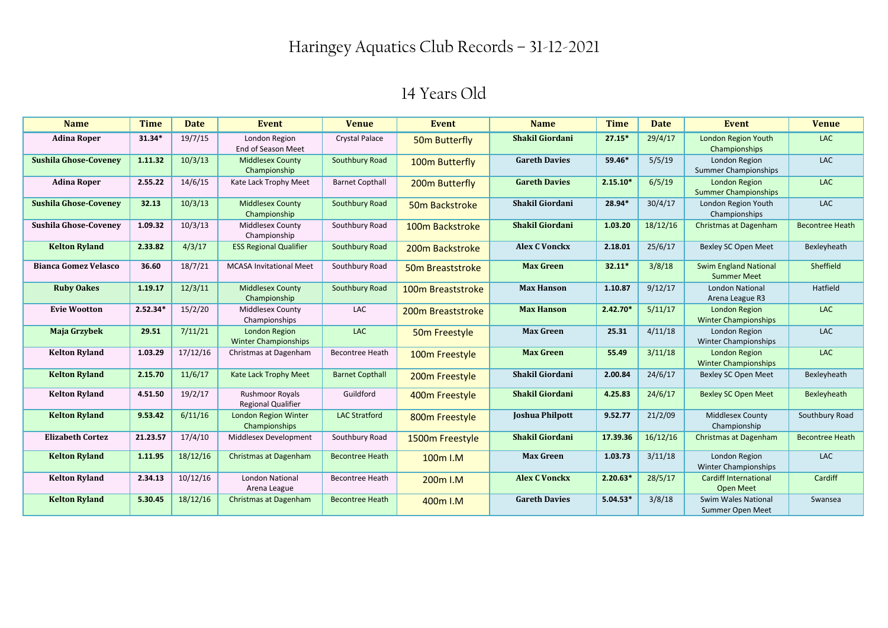# Haringey Aquatics Club Records – 31-12-2021

## 14 Years Old

| Name | Time | Date | Event | Venue | Event | Name | Time | Date | Event | Venue |
|---|---|---|---|---|---|---|---|---|---|---|
| **Adina Roper** | **31.34*** | 19/7/15 | London Region End of Season Meet | Crystal Palace | 50m Butterfly | **Shakil Giordani** | **27.15*** | 29/4/17 | London Region Youth Championships | LAC |
| **Sushila Ghose-Coveney** | **1.11.32** | 10/3/13 | Middlesex County Championship | Southbury Road | 100m Butterfly | **Gareth Davies** | **59.46*** | 5/5/19 | London Region Summer Championships | LAC |
| **Adina Roper** | **2.55.22** | 14/6/15 | Kate Lack Trophy Meet | Barnet Copthall | 200m Butterfly | **Gareth Davies** | **2.15.10*** | 6/5/19 | London Region Summer Championships | LAC |
| **Sushila Ghose-Coveney** | **32.13** | 10/3/13 | Middlesex County Championship | Southbury Road | 50m Backstroke | **Shakil Giordani** | **28.94*** | 30/4/17 | London Region Youth Championships | LAC |
| **Sushila Ghose-Coveney** | **1.09.32** | 10/3/13 | Middlesex County Championship | Southbury Road | 100m Backstroke | **Shakil Giordani** | **1.03.20** | 18/12/16 | Christmas at Dagenham | Becontree Heath |
| **Kelton Ryland** | **2.33.82** | 4/3/17 | ESS Regional Qualifier | Southbury Road | 200m Backstroke | **Alex C Vonckx** | **2.18.01** | 25/6/17 | Bexley SC Open Meet | Bexleyheath |
| **Bianca Gomez Velasco** | **36.60** | 18/7/21 | MCASA Invitational Meet | Southbury Road | 50m Breaststroke | **Max Green** | **32.11*** | 3/8/18 | Swim England National Summer Meet | Sheffield |
| **Ruby Oakes** | **1.19.17** | 12/3/11 | Middlesex County Championship | Southbury Road | 100m Breaststroke | **Max Hanson** | **1.10.87** | 9/12/17 | London National Arena League R3 | Hatfield |
| **Evie Wootton** | **2.52.34*** | 15/2/20 | Middlesex County Championships | LAC | 200m Breaststroke | **Max Hanson** | **2.42.70*** | 5/11/17 | London Region Winter Championships | LAC |
| **Maja Grzybek** | **29.51** | 7/11/21 | London Region Winter Championships | LAC | 50m Freestyle | **Max Green** | **25.31** | 4/11/18 | London Region Winter Championships | LAC |
| **Kelton Ryland** | **1.03.29** | 17/12/16 | Christmas at Dagenham | Becontree Heath | 100m Freestyle | **Max Green** | **55.49** | 3/11/18 | London Region Winter Championships | LAC |
| **Kelton Ryland** | **2.15.70** | 11/6/17 | Kate Lack Trophy Meet | Barnet Copthall | 200m Freestyle | **Shakil Giordani** | **2.00.84** | 24/6/17 | Bexley SC Open Meet | Bexleyheath |
| **Kelton Ryland** | **4.51.50** | 19/2/17 | Rushmoor Royals Regional Qualifier | Guildford | 400m Freestyle | **Shakil Giordani** | **4.25.83** | 24/6/17 | Bexley SC Open Meet | Bexleyheath |
| **Kelton Ryland** | **9.53.42** | 6/11/16 | London Region Winter Championships | LAC Stratford | 800m Freestyle | **Joshua Philpott** | **9.52.77** | 21/2/09 | Middlesex County Championship | Southbury Road |
| **Elizabeth Cortez** | **21.23.57** | 17/4/10 | Middlesex Development | Southbury Road | 1500m Freestyle | **Shakil Giordani** | **17.39.36** | 16/12/16 | Christmas at Dagenham | Becontree Heath |
| **Kelton Ryland** | **1.11.95** | 18/12/16 | Christmas at Dagenham | Becontree Heath | 100m I.M | **Max Green** | **1.03.73** | 3/11/18 | London Region Winter Championships | LAC |
| **Kelton Ryland** | **2.34.13** | 10/12/16 | London National Arena League | Becontree Heath | 200m I.M | **Alex C Vonckx** | **2.20.63*** | 28/5/17 | Cardiff International Open Meet | Cardiff |
| **Kelton Ryland** | **5.30.45** | 18/12/16 | Christmas at Dagenham | Becontree Heath | 400m I.M | **Gareth Davies** | **5.04.53*** | 3/8/18 | Swim Wales National Summer Open Meet | Swansea |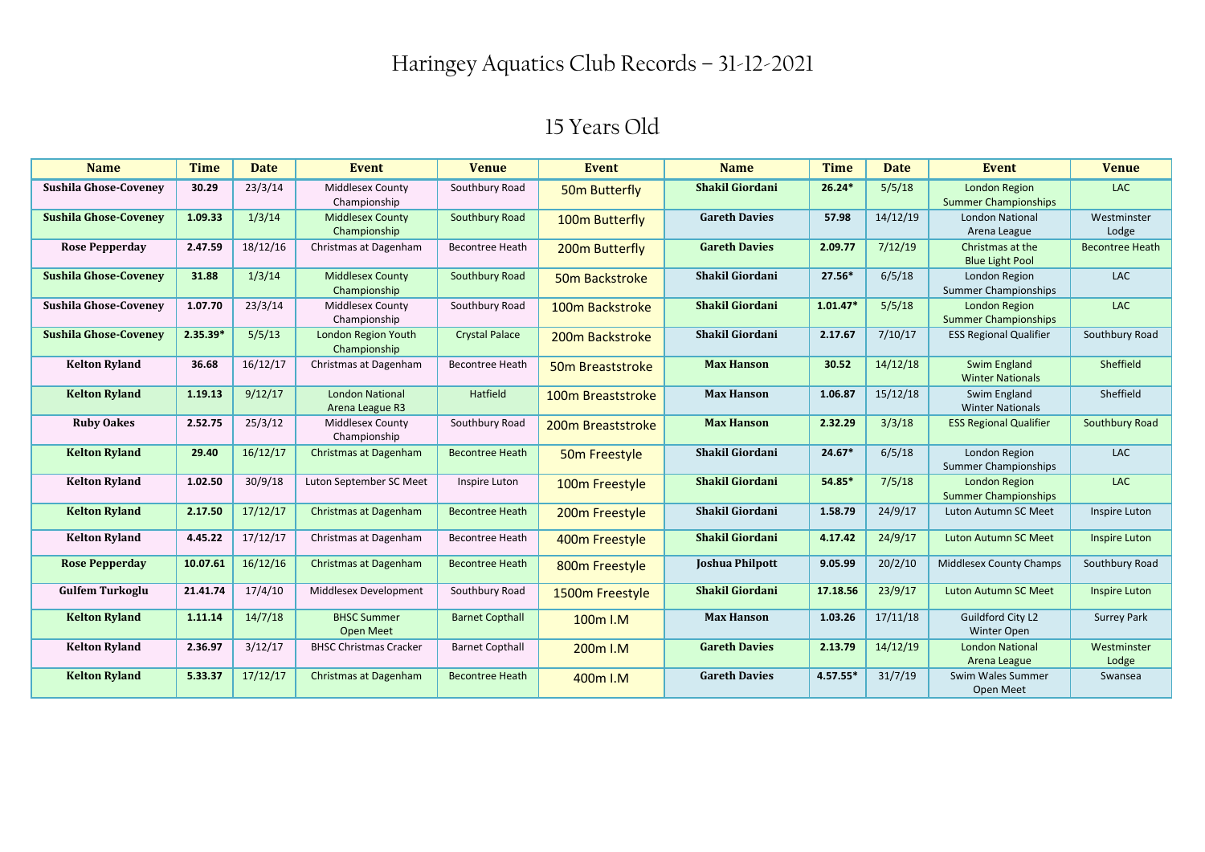# Haringey Aquatics Club Records – 31-12-2021

## 15 Years Old

| Name | Time | Date | Event | Venue | Event | Name | Time | Date | Event | Venue |
|---|---|---|---|---|---|---|---|---|---|---|
| **Sushila Ghose-Coveney** | **30.29** | 23/3/14 | Middlesex County Championship | Southbury Road | 50m Butterfly | **Shakil Giordani** | **26.24*** | 5/5/18 | London Region Summer Championships | LAC |
| **Sushila Ghose-Coveney** | **1.09.33** | 1/3/14 | Middlesex County Championship | Southbury Road | 100m Butterfly | **Gareth Davies** | **57.98** | 14/12/19 | London National Arena League | Westminster Lodge |
| **Rose Pepperday** | **2.47.59** | 18/12/16 | Christmas at Dagenham | Becontree Heath | 200m Butterfly | **Gareth Davies** | **2.09.77** | 7/12/19 | Christmas at the Blue Light Pool | Becontree Heath |
| **Sushila Ghose-Coveney** | **31.88** | 1/3/14 | Middlesex County Championship | Southbury Road | 50m Backstroke | **Shakil Giordani** | **27.56*** | 6/5/18 | London Region Summer Championships | LAC |
| **Sushila Ghose-Coveney** | **1.07.70** | 23/3/14 | Middlesex County Championship | Southbury Road | 100m Backstroke | **Shakil Giordani** | **1.01.47*** | 5/5/18 | London Region Summer Championships | LAC |
| **Sushila Ghose-Coveney** | **2.35.39*** | 5/5/13 | London Region Youth Championship | Crystal Palace | 200m Backstroke | **Shakil Giordani** | **2.17.67** | 7/10/17 | ESS Regional Qualifier | Southbury Road |
| **Kelton Ryland** | **36.68** | 16/12/17 | Christmas at Dagenham | Becontree Heath | 50m Breaststroke | **Max Hanson** | **30.52** | 14/12/18 | Swim England Winter Nationals | Sheffield |
| **Kelton Ryland** | **1.19.13** | 9/12/17 | London National Arena League R3 | Hatfield | 100m Breaststroke | **Max Hanson** | **1.06.87** | 15/12/18 | Swim England Winter Nationals | Sheffield |
| **Ruby Oakes** | **2.52.75** | 25/3/12 | Middlesex County Championship | Southbury Road | 200m Breaststroke | **Max Hanson** | **2.32.29** | 3/3/18 | ESS Regional Qualifier | Southbury Road |
| **Kelton Ryland** | **29.40** | 16/12/17 | Christmas at Dagenham | Becontree Heath | 50m Freestyle | **Shakil Giordani** | **24.67*** | 6/5/18 | London Region Summer Championships | LAC |
| **Kelton Ryland** | **1.02.50** | 30/9/18 | Luton September SC Meet | Inspire Luton | 100m Freestyle | **Shakil Giordani** | **54.85*** | 7/5/18 | London Region Summer Championships | LAC |
| **Kelton Ryland** | **2.17.50** | 17/12/17 | Christmas at Dagenham | Becontree Heath | 200m Freestyle | **Shakil Giordani** | **1.58.79** | 24/9/17 | Luton Autumn SC Meet | Inspire Luton |
| **Kelton Ryland** | **4.45.22** | 17/12/17 | Christmas at Dagenham | Becontree Heath | 400m Freestyle | **Shakil Giordani** | **4.17.42** | 24/9/17 | Luton Autumn SC Meet | Inspire Luton |
| **Rose Pepperday** | **10.07.61** | 16/12/16 | Christmas at Dagenham | Becontree Heath | 800m Freestyle | **Joshua Philpott** | **9.05.99** | 20/2/10 | Middlesex County Champs | Southbury Road |
| **Gulfem Turkoglu** | **21.41.74** | 17/4/10 | Middlesex Development | Southbury Road | 1500m Freestyle | **Shakil Giordani** | **17.18.56** | 23/9/17 | Luton Autumn SC Meet | Inspire Luton |
| **Kelton Ryland** | **1.11.14** | 14/7/18 | BHSC Summer Open Meet | Barnet Copthall | 100m I.M | **Max Hanson** | **1.03.26** | 17/11/18 | Guildford City L2 Winter Open | Surrey Park |
| **Kelton Ryland** | **2.36.97** | 3/12/17 | BHSC Christmas Cracker | Barnet Copthall | 200m I.M | **Gareth Davies** | **2.13.79** | 14/12/19 | London National Arena League | Westminster Lodge |
| **Kelton Ryland** | **5.33.37** | 17/12/17 | Christmas at Dagenham | Becontree Heath | 400m I.M | **Gareth Davies** | **4.57.55*** | 31/7/19 | Swim Wales Summer Open Meet | Swansea |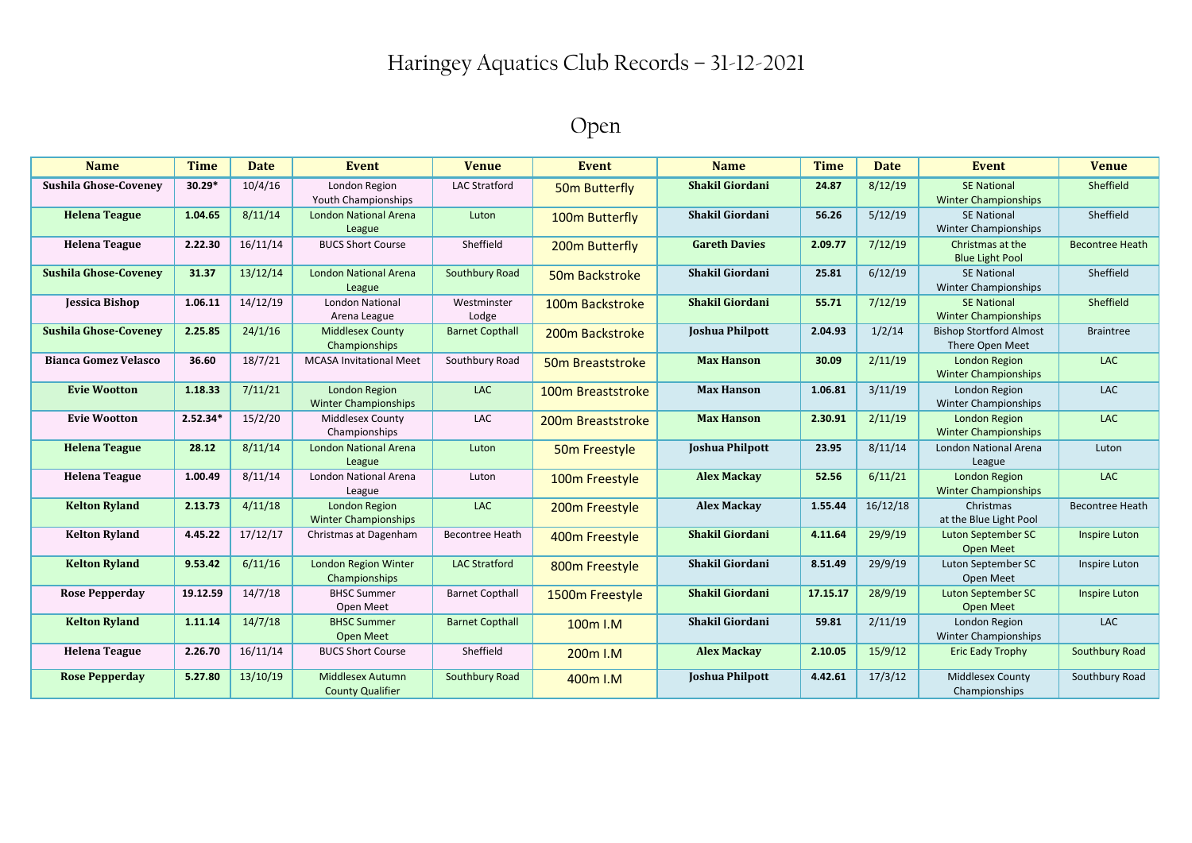# Haringey Aquatics Club Records – 31-12-2021

## Open

| Name | Time | Date | Event | Venue | Event | Name | Time | Date | Event | Venue |
|---|---|---|---|---|---|---|---|---|---|---|
| **Sushila Ghose-Coveney** | **30.29*** | 10/4/16 | London Region Youth Championships | LAC Stratford | 50m Butterfly | **Shakil Giordani** | **24.87** | 8/12/19 | SE National Winter Championships | Sheffield |
| **Helena Teague** | **1.04.65** | 8/11/14 | London National Arena League | Luton | 100m Butterfly | **Shakil Giordani** | **56.26** | 5/12/19 | SE National Winter Championships | Sheffield |
| **Helena Teague** | **2.22.30** | 16/11/14 | BUCS Short Course | Sheffield | 200m Butterfly | **Gareth Davies** | **2.09.77** | 7/12/19 | Christmas at the Blue Light Pool | Becontree Heath |
| **Sushila Ghose-Coveney** | **31.37** | 13/12/14 | London National Arena League | Southbury Road | 50m Backstroke | **Shakil Giordani** | **25.81** | 6/12/19 | SE National Winter Championships | Sheffield |
| **Jessica Bishop** | **1.06.11** | 14/12/19 | London National Arena League | Westminster Lodge | 100m Backstroke | **Shakil Giordani** | **55.71** | 7/12/19 | SE National Winter Championships | Sheffield |
| **Sushila Ghose-Coveney** | **2.25.85** | 24/1/16 | Middlesex County Championships | Barnet Copthall | 200m Backstroke | **Joshua Philpott** | **2.04.93** | 1/2/14 | Bishop Stortford Almost There Open Meet | Braintree |
| **Bianca Gomez Velasco** | **36.60** | 18/7/21 | MCASA Invitational Meet | Southbury Road | 50m Breaststroke | **Max Hanson** | **30.09** | 2/11/19 | London Region Winter Championships | LAC |
| **Evie Wootton** | **1.18.33** | 7/11/21 | London Region Winter Championships | LAC | 100m Breaststroke | **Max Hanson** | **1.06.81** | 3/11/19 | London Region Winter Championships | LAC |
| **Evie Wootton** | **2.52.34*** | 15/2/20 | Middlesex County Championships | LAC | 200m Breaststroke | **Max Hanson** | **2.30.91** | 2/11/19 | London Region Winter Championships | LAC |
| **Helena Teague** | **28.12** | 8/11/14 | London National Arena League | Luton | 50m Freestyle | **Joshua Philpott** | **23.95** | 8/11/14 | London National Arena League | Luton |
| **Helena Teague** | **1.00.49** | 8/11/14 | London National Arena League | Luton | 100m Freestyle | **Alex Mackay** | **52.56** | 6/11/21 | London Region Winter Championships | LAC |
| **Kelton Ryland** | **2.13.73** | 4/11/18 | London Region Winter Championships | LAC | 200m Freestyle | **Alex Mackay** | **1.55.44** | 16/12/18 | Christmas at the Blue Light Pool | Becontree Heath |
| **Kelton Ryland** | **4.45.22** | 17/12/17 | Christmas at Dagenham | Becontree Heath | 400m Freestyle | **Shakil Giordani** | **4.11.64** | 29/9/19 | Luton September SC Open Meet | Inspire Luton |
| **Kelton Ryland** | **9.53.42** | 6/11/16 | London Region Winter Championships | LAC Stratford | 800m Freestyle | **Shakil Giordani** | **8.51.49** | 29/9/19 | Luton September SC Open Meet | Inspire Luton |
| **Rose Pepperday** | **19.12.59** | 14/7/18 | BHSC Summer Open Meet | Barnet Copthall | 1500m Freestyle | **Shakil Giordani** | **17.15.17** | 28/9/19 | Luton September SC Open Meet | Inspire Luton |
| **Kelton Ryland** | **1.11.14** | 14/7/18 | BHSC Summer Open Meet | Barnet Copthall | 100m I.M | **Shakil Giordani** | **59.81** | 2/11/19 | London Region Winter Championships | LAC |
| **Helena Teague** | **2.26.70** | 16/11/14 | BUCS Short Course | Sheffield | 200m I.M | **Alex Mackay** | **2.10.05** | 15/9/12 | Eric Eady Trophy | Southbury Road |
| **Rose Pepperday** | **5.27.80** | 13/10/19 | Middlesex Autumn County Qualifier | Southbury Road | 400m I.M | **Joshua Philpott** | **4.42.61** | 17/3/12 | Middlesex County Championships | Southbury Road |